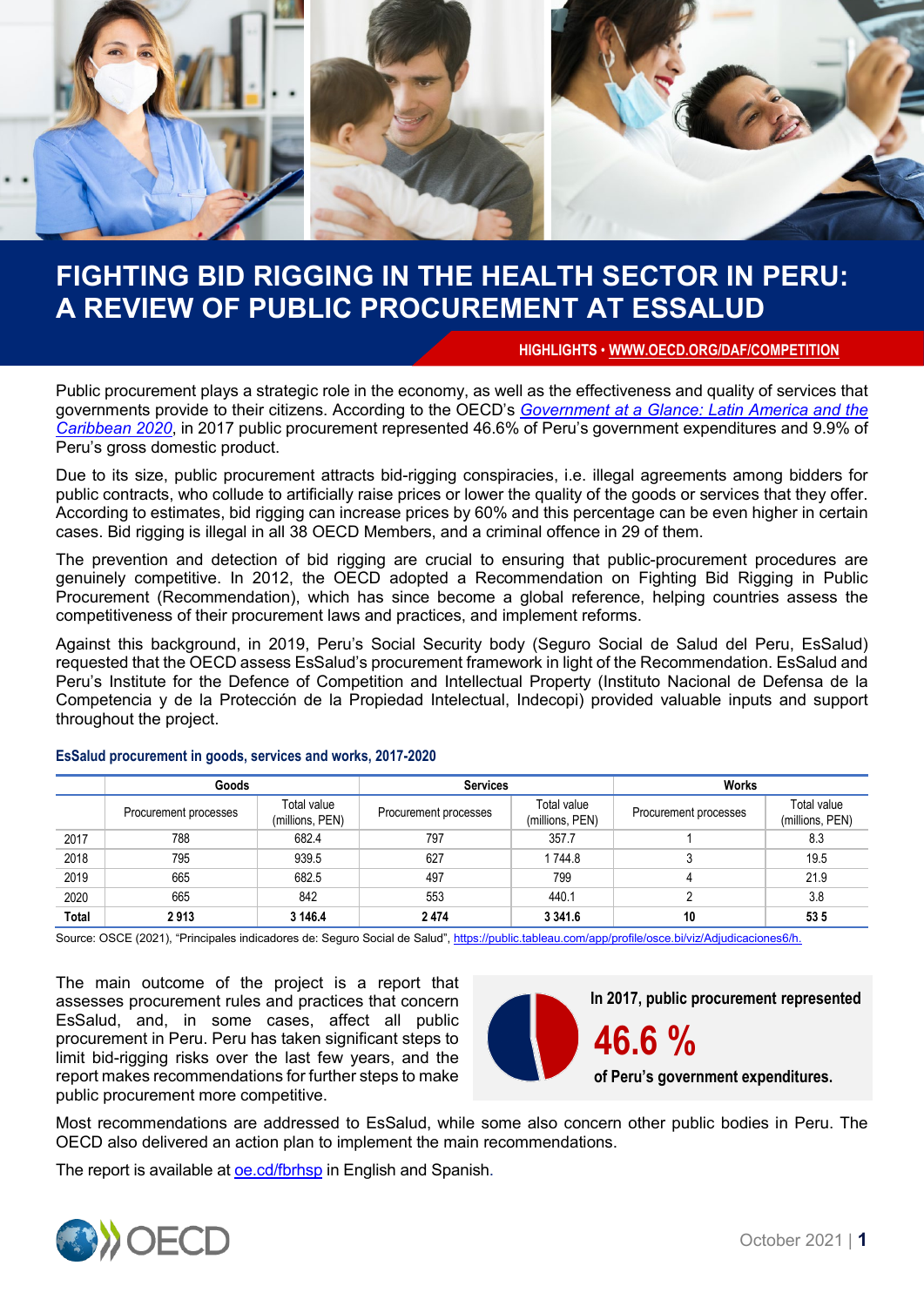# FIGHTING BID RIGGING IN THE HEALTH SECTOR IN PERU: A REVIEW OF PUBLIC PROCUREMENT AT ESSALUD

HIGHLIGHTS • WWW.OECD.ORG/DAF/COMPETITION

Public procurement plays a strategic role in the economy, as well as the effectiveness and quality of services that governments provide to their citizens. According to the OECD's *Government at a Glance: Latin America and the Caribbean 2020*, in 2017 public procurement represented 46.6% of Peru's government expenditures and 9.9% of Peru's gross domestic product.

Due to its size, public procurement attracts bid-rigging conspiracies, i.e. illegal agreements among bidders for public contracts, who collude to artificially raise prices or lower the quality of the goods or services that they offer. According to estimates, bid rigging can increase prices by 60% and this percentage can be even higher in certain cases. Bid rigging is illegal in all 38 OECD Members, and a criminal offence in 29 of them.

The prevention and detection of bid rigging are crucial to ensuring that public-procurement procedures are genuinely competitive. In 2012, the OECD adopted a Recommendation on Fighting Bid Rigging in Public Procurement (Recommendation), which has since become a global reference, helping countries assess the competitiveness of their procurement laws and practices, and implement reforms.

Against this background, in 2019, Peru's Social Security body (Seguro Social de Salud del Peru, EsSalud) requested that the OECD assess EsSalud's procurement framework in light of the Recommendation. EsSalud and Peru's Institute for the Defence of Competition and Intellectual Property (Instituto Nacional de Defensa de la Competencia y de la Protección de la Propiedad Intelectual, Indecopi) provided valuable inputs and support throughout the project.

**EsSalud procurement in goods, services and works, 2017-2020**

| | Goods | | Services | | Works | |
|---|---|---|---|---|---|---|
| | Procurement processes | Total value (millions, PEN) | Procurement processes | Total value (millions, PEN) | Procurement processes | Total value (millions, PEN) |
| 2017 | 788 | 682.4 | 797 | 357.7 | 1 | 8.3 |
| 2018 | 795 | 939.5 | 627 | 1 744.8 | 3 | 19.5 |
| 2019 | 665 | 682.5 | 497 | 799 | 4 | 21.9 |
| 2020 | 665 | 842 | 553 | 440.1 | 2 | 3.8 |
| **Total** | **2 913** | **3 146.4** | **2 474** | **3 341.6** | **10** | **53 5** |

Source: OSCE (2021), "Principales indicadores de: Seguro Social de Salud", https://public.tableau.com/app/profile/osce.bi/viz/Adjudicaciones6/h.

The main outcome of the project is a report that assesses procurement rules and practices that concern EsSalud, and, in some cases, affect all public procurement in Peru. Peru has taken significant steps to limit bid-rigging risks over the last few years, and the report makes recommendations for further steps to make public procurement more competitive.

**In 2017, public procurement represented 46.6 % of Peru's government expenditures.**

Most recommendations are addressed to EsSalud, while some also concern other public bodies in Peru. The OECD also delivered an action plan to implement the main recommendations.

The report is available at oe.cd/fbrhsp in English and Spanish.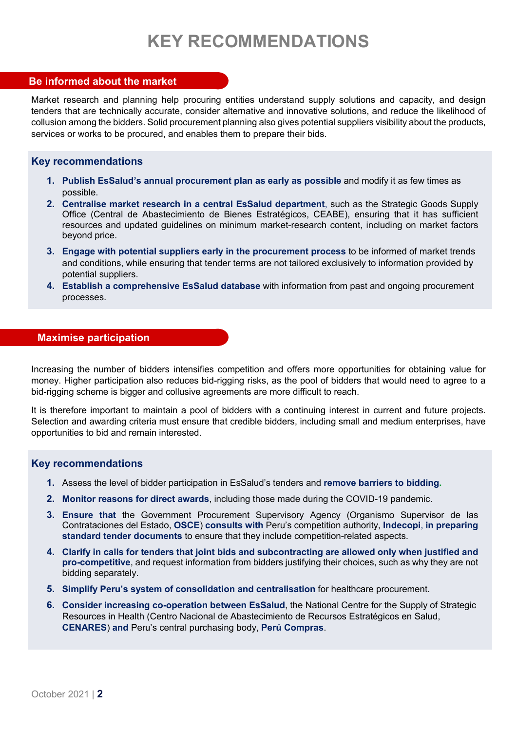# KEY RECOMMENDATIONS

## Be informed about the market

Market research and planning help procuring entities understand supply solutions and capacity, and design tenders that are technically accurate, consider alternative and innovative solutions, and reduce the likelihood of collusion among the bidders. Solid procurement planning also gives potential suppliers visibility about the products, services or works to be procured, and enables them to prepare their bids.

### Key recommendations

1. **Publish EsSalud's annual procurement plan as early as possible** and modify it as few times as possible.
2. **Centralise market research in a central EsSalud department**, such as the Strategic Goods Supply Office (Central de Abastecimiento de Bienes Estratégicos, CEABE), ensuring that it has sufficient resources and updated guidelines on minimum market-research content, including on market factors beyond price.
3. **Engage with potential suppliers early in the procurement process** to be informed of market trends and conditions, while ensuring that tender terms are not tailored exclusively to information provided by potential suppliers.
4. **Establish a comprehensive EsSalud database** with information from past and ongoing procurement processes.

## Maximise participation

Increasing the number of bidders intensifies competition and offers more opportunities for obtaining value for money. Higher participation also reduces bid-rigging risks, as the pool of bidders that would need to agree to a bid-rigging scheme is bigger and collusive agreements are more difficult to reach.

It is therefore important to maintain a pool of bidders with a continuing interest in current and future projects. Selection and awarding criteria must ensure that credible bidders, including small and medium enterprises, have opportunities to bid and remain interested.

### Key recommendations

1. Assess the level of bidder participation in EsSalud's tenders and **remove barriers to bidding**.
2. **Monitor reasons for direct awards**, including those made during the COVID-19 pandemic.
3. **Ensure that** the Government Procurement Supervisory Agency (Organismo Supervisor de las Contrataciones del Estado, **OSCE**) **consults with** Peru's competition authority, **Indecopi**, **in preparing standard tender documents** to ensure that they include competition-related aspects.
4. **Clarify in calls for tenders that joint bids and subcontracting are allowed only when justified and pro-competitive**, and request information from bidders justifying their choices, such as why they are not bidding separately.
5. **Simplify Peru's system of consolidation and centralisation** for healthcare procurement.
6. **Consider increasing co-operation between EsSalud**, the National Centre for the Supply of Strategic Resources in Health (Centro Nacional de Abastecimiento de Recursos Estratégicos en Salud, **CENARES**) **and** Peru's central purchasing body, **Perú Compras**.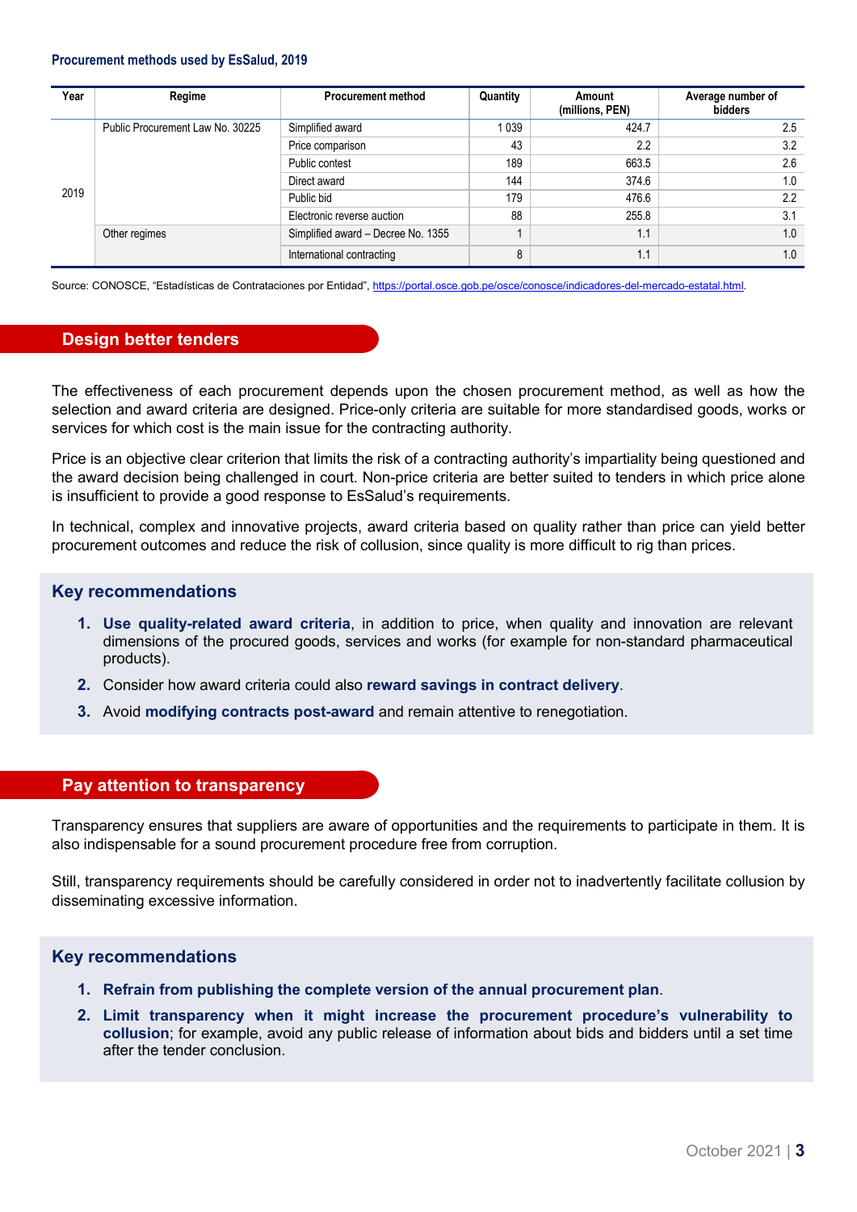**Procurement methods used by EsSalud, 2019**

| Year | Regime | Procurement method | Quantity | Amount (millions, PEN) | Average number of bidders |
|---|---|---|---|---|---|
| 2019 | Public Procurement Law No. 30225 | Simplified award | 1 039 | 424.7 | 2.5 |
| | | Price comparison | 43 | 2.2 | 3.2 |
| | | Public contest | 189 | 663.5 | 2.6 |
| | | Direct award | 144 | 374.6 | 1.0 |
| | | Public bid | 179 | 476.6 | 2.2 |
| | | Electronic reverse auction | 88 | 255.8 | 3.1 |
| | Other regimes | Simplified award – Decree No. 1355 | 1 | 1.1 | 1.0 |
| | | International contracting | 8 | 1.1 | 1.0 |

Source: CONOSCE, "Estadísticas de Contrataciones por Entidad", https://portal.osce.gob.pe/osce/conosce/indicadores-del-mercado-estatal.html.

## Design better tenders

The effectiveness of each procurement depends upon the chosen procurement method, as well as how the selection and award criteria are designed. Price-only criteria are suitable for more standardised goods, works or services for which cost is the main issue for the contracting authority.

Price is an objective clear criterion that limits the risk of a contracting authority's impartiality being questioned and the award decision being challenged in court. Non-price criteria are better suited to tenders in which price alone is insufficient to provide a good response to EsSalud's requirements.

In technical, complex and innovative projects, award criteria based on quality rather than price can yield better procurement outcomes and reduce the risk of collusion, since quality is more difficult to rig than prices.

### Key recommendations

1. **Use quality-related award criteria**, in addition to price, when quality and innovation are relevant dimensions of the procured goods, services and works (for example for non-standard pharmaceutical products).
2. Consider how award criteria could also **reward savings in contract delivery**.
3. Avoid **modifying contracts post-award** and remain attentive to renegotiation.

## Pay attention to transparency

Transparency ensures that suppliers are aware of opportunities and the requirements to participate in them. It is also indispensable for a sound procurement procedure free from corruption.

Still, transparency requirements should be carefully considered in order not to inadvertently facilitate collusion by disseminating excessive information.

### Key recommendations

1. **Refrain from publishing the complete version of the annual procurement plan**.
2. **Limit transparency when it might increase the procurement procedure's vulnerability to collusion**; for example, avoid any public release of information about bids and bidders until a set time after the tender conclusion.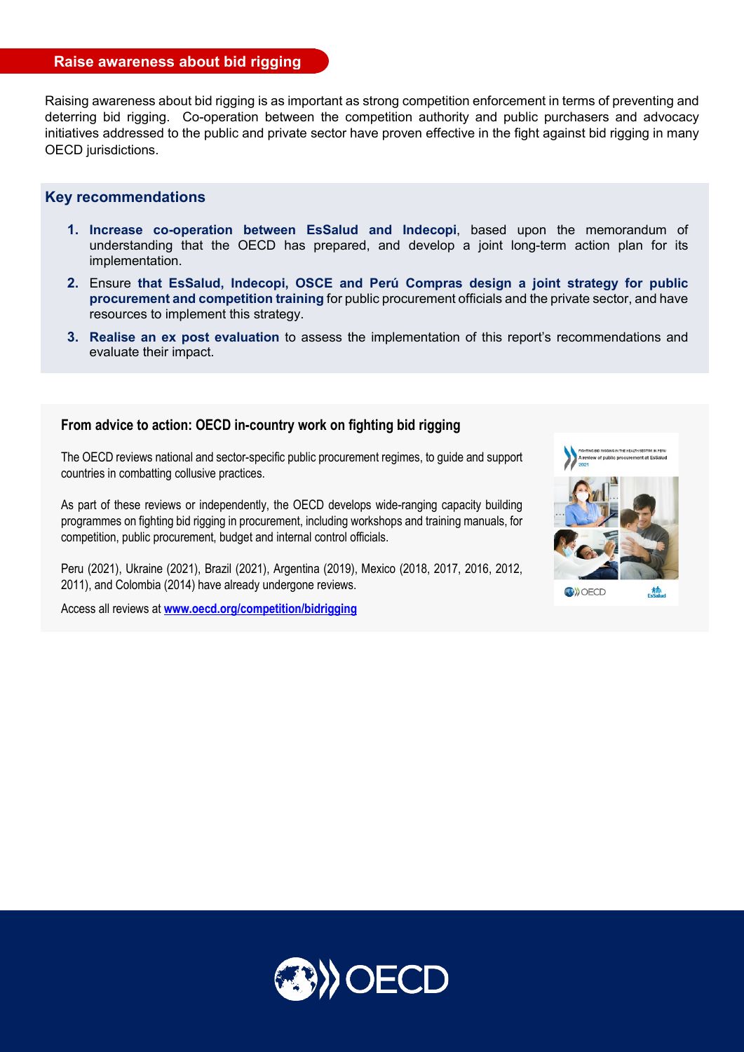## Raise awareness about bid rigging

Raising awareness about bid rigging is as important as strong competition enforcement in terms of preventing and deterring bid rigging. Co-operation between the competition authority and public purchasers and advocacy initiatives addressed to the public and private sector have proven effective in the fight against bid rigging in many OECD jurisdictions.

### Key recommendations

1. **Increase co-operation between EsSalud and Indecopi**, based upon the memorandum of understanding that the OECD has prepared, and develop a joint long-term action plan for its implementation.
2. Ensure **that EsSalud, Indecopi, OSCE and Perú Compras design a joint strategy for public procurement and competition training** for public procurement officials and the private sector, and have resources to implement this strategy.
3. **Realise an ex post evaluation** to assess the implementation of this report's recommendations and evaluate their impact.

### From advice to action: OECD in-country work on fighting bid rigging

The OECD reviews national and sector-specific public procurement regimes, to guide and support countries in combatting collusive practices.

As part of these reviews or independently, the OECD develops wide-ranging capacity building programmes on fighting bid rigging in procurement, including workshops and training manuals, for competition, public procurement, budget and internal control officials.

Peru (2021), Ukraine (2021), Brazil (2021), Argentina (2019), Mexico (2018, 2017, 2016, 2012, 2011), and Colombia (2014) have already undergone reviews.

Access all reviews at **[www.oecd.org/competition/bidrigging](www.oecd.org/competition/bidrigging)**